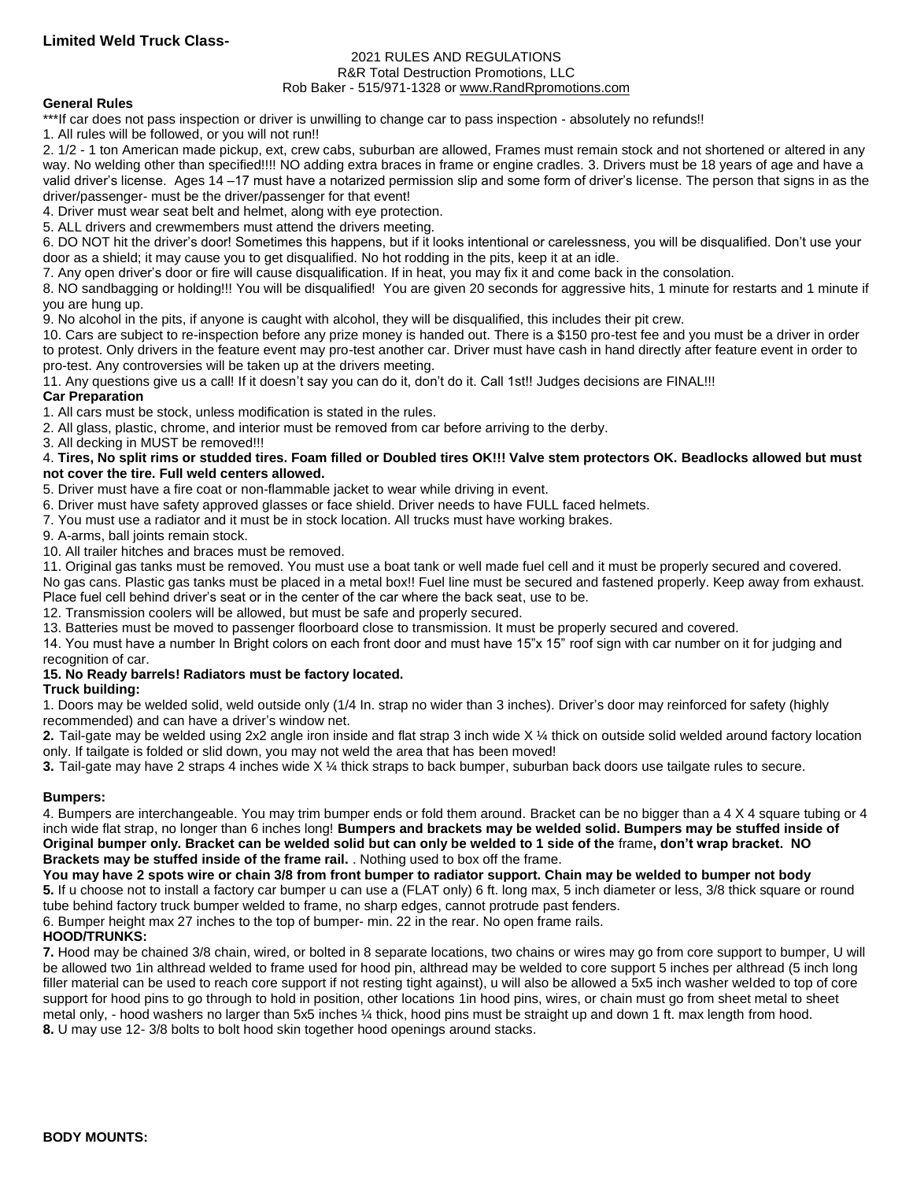### Limited Weld Truck Class-

2021 RULES AND REGULATIONS
R&R Total Destruction Promotions, LLC
Rob Baker - 515/971-1328 or www.RandRpromotions.com

**General Rules**

***If car does not pass inspection or driver is unwilling to change car to pass inspection - absolutely no refunds!!

1. All rules will be followed, or you will not run!!
2. 1/2 - 1 ton American made pickup, ext, crew cabs, suburban are allowed, Frames must remain stock and not shortened or altered in any way. No welding other than specified!!!! NO adding extra braces in frame or engine cradles. 3. Drivers must be 18 years of age and have a valid driver's license. Ages 14 –17 must have a notarized permission slip and some form of driver's license. The person that signs in as the driver/passenger- must be the driver/passenger for that event!
4. Driver must wear seat belt and helmet, along with eye protection.
5. ALL drivers and crewmembers must attend the drivers meeting.
6. DO NOT hit the driver's door! Sometimes this happens, but if it looks intentional or carelessness, you will be disqualified. Don't use your door as a shield; it may cause you to get disqualified. No hot rodding in the pits, keep it at an idle.
7. Any open driver's door or fire will cause disqualification. If in heat, you may fix it and come back in the consolation.
8. NO sandbagging or holding!!! You will be disqualified! You are given 20 seconds for aggressive hits, 1 minute for restarts and 1 minute if you are hung up.
9. No alcohol in the pits, if anyone is caught with alcohol, they will be disqualified, this includes their pit crew.
10. Cars are subject to re-inspection before any prize money is handed out. There is a $150 pro-test fee and you must be a driver in order to protest. Only drivers in the feature event may pro-test another car. Driver must have cash in hand directly after feature event in order to pro-test. Any controversies will be taken up at the drivers meeting.
11. Any questions give us a call! If it doesn't say you can do it, don't do it. Call 1st!! Judges decisions are FINAL!!!

**Car Preparation**

1. All cars must be stock, unless modification is stated in the rules.
2. All glass, plastic, chrome, and interior must be removed from car before arriving to the derby.
3. All decking in MUST be removed!!!
4. **Tires, No split rims or studded tires. Foam filled or Doubled tires OK!!! Valve stem protectors OK. Beadlocks allowed but must not cover the tire. Full weld centers allowed.**
5. Driver must have a fire coat or non-flammable jacket to wear while driving in event.
6. Driver must have safety approved glasses or face shield. Driver needs to have FULL faced helmets.
7. You must use a radiator and it must be in stock location. All trucks must have working brakes.
9. A-arms, ball joints remain stock.
10. All trailer hitches and braces must be removed.
11. Original gas tanks must be removed. You must use a boat tank or well made fuel cell and it must be properly secured and covered. No gas cans. Plastic gas tanks must be placed in a metal box!! Fuel line must be secured and fastened properly. Keep away from exhaust. Place fuel cell behind driver's seat or in the center of the car where the back seat, use to be.
12. Transmission coolers will be allowed, but must be safe and properly secured.
13. Batteries must be moved to passenger floorboard close to transmission. It must be properly secured and covered.
14. You must have a number In Bright colors on each front door and must have 15"x 15" roof sign with car number on it for judging and recognition of car.
15. **No Ready barrels! Radiators must be factory located.**

**Truck building:**

1. Doors may be welded solid, weld outside only (1/4 In. strap no wider than 3 inches). Driver's door may reinforced for safety (highly recommended) and can have a driver's window net.

**2.** Tail-gate may be welded using 2x2 angle iron inside and flat strap 3 inch wide X ¼ thick on outside solid welded around factory location only. If tailgate is folded or slid down, you may not weld the area that has been moved!

**3.** Tail-gate may have 2 straps 4 inches wide X ¼ thick straps to back bumper, suburban back doors use tailgate rules to secure.

**Bumpers:**

4. Bumpers are interchangeable. You may trim bumper ends or fold them around. Bracket can be no bigger than a 4 X 4 square tubing or 4 inch wide flat strap, no longer than 6 inches long! **Bumpers and brackets may be welded solid. Bumpers may be stuffed inside of Original bumper only. Bracket can be welded solid but can only be welded to 1 side of the** frame**, don't wrap bracket. NO Brackets may be stuffed inside of the frame rail.** . Nothing used to box off the frame.

**You may have 2 spots wire or chain 3/8 from front bumper to radiator support. Chain may be welded to bumper not body**

**5.** If u choose not to install a factory car bumper u can use a (FLAT only) 6 ft. long max, 5 inch diameter or less, 3/8 thick square or round tube behind factory truck bumper welded to frame, no sharp edges, cannot protrude past fenders.

6. Bumper height max 27 inches to the top of bumper- min. 22 in the rear. No open frame rails.

**HOOD/TRUNKS:**

**7.** Hood may be chained 3/8 chain, wired, or bolted in 8 separate locations, two chains or wires may go from core support to bumper, U will be allowed two 1in althread welded to frame used for hood pin, althread may be welded to core support 5 inches per althread (5 inch long filler material can be used to reach core support if not resting tight against), u will also be allowed a 5x5 inch washer welded to top of core support for hood pins to go through to hold in position, other locations 1in hood pins, wires, or chain must go from sheet metal to sheet metal only, - hood washers no larger than 5x5 inches ¼ thick, hood pins must be straight up and down 1 ft. max length from hood.

**8.** U may use 12- 3/8 bolts to bolt hood skin together hood openings around stacks.

**BODY MOUNTS:**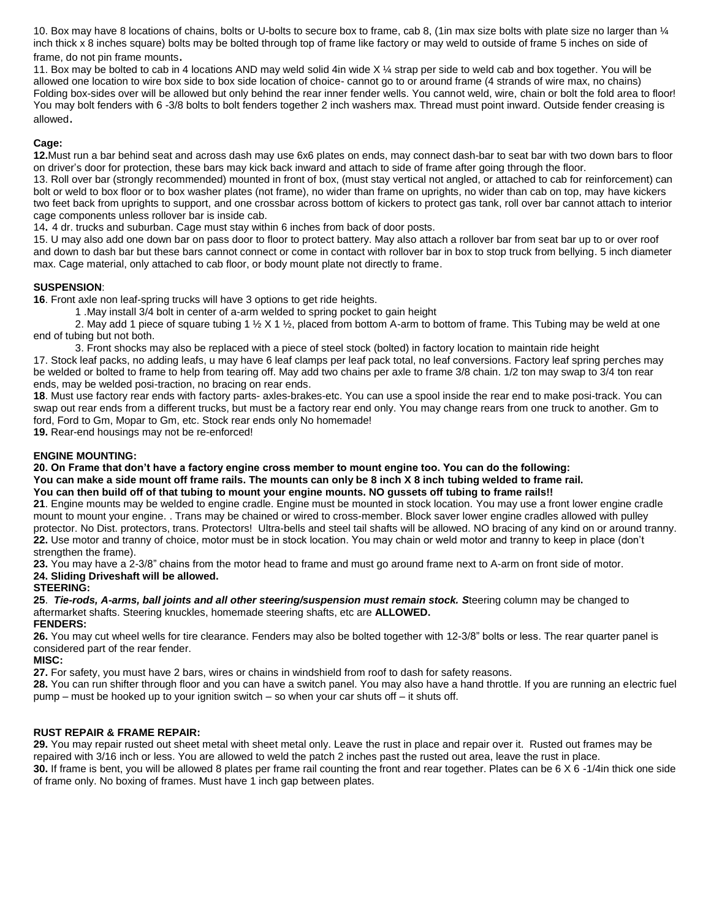10. Box may have 8 locations of chains, bolts or U-bolts to secure box to frame, cab 8, (1in max size bolts with plate size no larger than ¼ inch thick x 8 inches square) bolts may be bolted through top of frame like factory or may weld to outside of frame 5 inches on side of frame, do not pin frame mounts.

11. Box may be bolted to cab in 4 locations AND may weld solid 4in wide X ¼ strap per side to weld cab and box together. You will be allowed one location to wire box side to box side location of choice- cannot go to or around frame (4 strands of wire max, no chains) Folding box-sides over will be allowed but only behind the rear inner fender wells. You cannot weld, wire, chain or bolt the fold area to floor! You may bolt fenders with 6 -3/8 bolts to bolt fenders together 2 inch washers max. Thread must point inward. Outside fender creasing is allowed.

**Cage:**

**12.**Must run a bar behind seat and across dash may use 6x6 plates on ends, may connect dash-bar to seat bar with two down bars to floor on driver's door for protection, these bars may kick back inward and attach to side of frame after going through the floor.

13. Roll over bar (strongly recommended) mounted in front of box, (must stay vertical not angled, or attached to cab for reinforcement) can bolt or weld to box floor or to box washer plates (not frame), no wider than frame on uprights, no wider than cab on top, may have kickers two feet back from uprights to support, and one crossbar across bottom of kickers to protect gas tank, roll over bar cannot attach to interior cage components unless rollover bar is inside cab.

14**.** 4 dr. trucks and suburban. Cage must stay within 6 inches from back of door posts.

15. U may also add one down bar on pass door to floor to protect battery. May also attach a rollover bar from seat bar up to or over roof and down to dash bar but these bars cannot connect or come in contact with rollover bar in box to stop truck from bellying. 5 inch diameter max. Cage material, only attached to cab floor, or body mount plate not directly to frame.

**SUSPENSION**:

**16**. Front axle non leaf-spring trucks will have 3 options to get ride heights.

1 .May install 3/4 bolt in center of a-arm welded to spring pocket to gain height

2. May add 1 piece of square tubing 1 ½ X 1 ½, placed from bottom A-arm to bottom of frame. This Tubing may be weld at one end of tubing but not both.

3. Front shocks may also be replaced with a piece of steel stock (bolted) in factory location to maintain ride height

17. Stock leaf packs, no adding leafs, u may have 6 leaf clamps per leaf pack total, no leaf conversions. Factory leaf spring perches may be welded or bolted to frame to help from tearing off. May add two chains per axle to frame 3/8 chain. 1/2 ton may swap to 3/4 ton rear ends, may be welded posi-traction, no bracing on rear ends.

**18**. Must use factory rear ends with factory parts- axles-brakes-etc. You can use a spool inside the rear end to make posi-track. You can swap out rear ends from a different trucks, but must be a factory rear end only. You may change rears from one truck to another. Gm to ford, Ford to Gm, Mopar to Gm, etc. Stock rear ends only No homemade!

**19.** Rear-end housings may not be re-enforced!

**ENGINE MOUNTING:**

**20. On Frame that don't have a factory engine cross member to mount engine too. You can do the following:**
**You can make a side mount off frame rails. The mounts can only be 8 inch X 8 inch tubing welded to frame rail.**
**You can then build off of that tubing to mount your engine mounts. NO gussets off tubing to frame rails!!**

**21**. Engine mounts may be welded to engine cradle. Engine must be mounted in stock location. You may use a front lower engine cradle mount to mount your engine. . Trans may be chained or wired to cross-member. Block saver lower engine cradles allowed with pulley protector. No Dist. protectors, trans. Protectors! Ultra-bells and steel tail shafts will be allowed. NO bracing of any kind on or around tranny.

**22.** Use motor and tranny of choice, motor must be in stock location. You may chain or weld motor and tranny to keep in place (don't strengthen the frame).

**23.** You may have a 2-3/8" chains from the motor head to frame and must go around frame next to A-arm on front side of motor.

**24. Sliding Driveshaft will be allowed.**

**STEERING:**

**25**. ***Tie-rods, A-arms, ball joints and all other steering/suspension must remain stock. S***teering column may be changed to aftermarket shafts. Steering knuckles, homemade steering shafts, etc are **ALLOWED.**

**FENDERS:**

**26.** You may cut wheel wells for tire clearance. Fenders may also be bolted together with 12-3/8" bolts or less. The rear quarter panel is considered part of the rear fender.

**MISC:**

**27.** For safety, you must have 2 bars, wires or chains in windshield from roof to dash for safety reasons.

**28.** You can run shifter through floor and you can have a switch panel. You may also have a hand throttle. If you are running an electric fuel pump – must be hooked up to your ignition switch – so when your car shuts off – it shuts off.

**RUST REPAIR & FRAME REPAIR:**

**29.** You may repair rusted out sheet metal with sheet metal only. Leave the rust in place and repair over it. Rusted out frames may be repaired with 3/16 inch or less. You are allowed to weld the patch 2 inches past the rusted out area, leave the rust in place.

**30.** If frame is bent, you will be allowed 8 plates per frame rail counting the front and rear together. Plates can be 6 X 6 -1/4in thick one side of frame only. No boxing of frames. Must have 1 inch gap between plates.